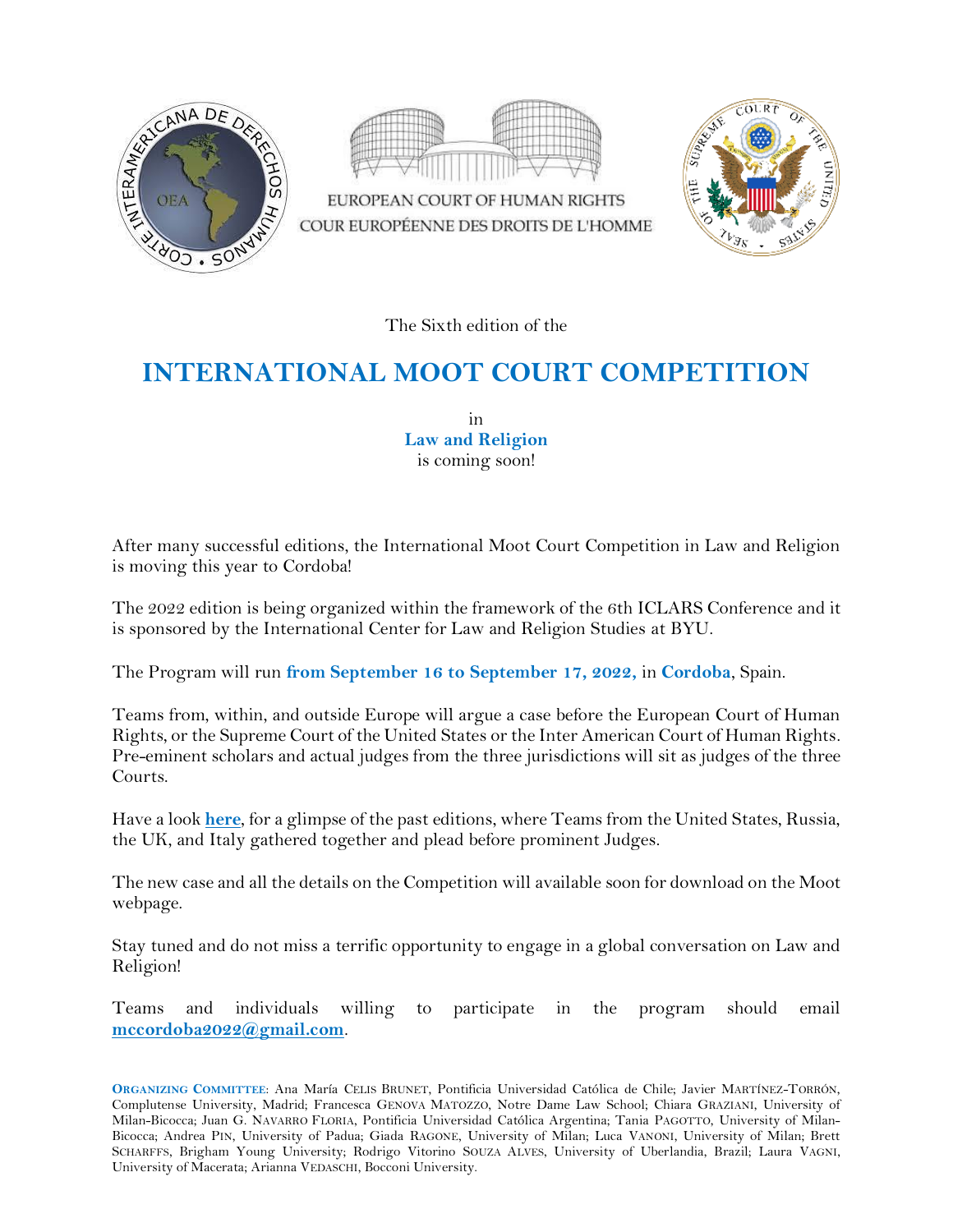EUROPEAN COURT OF HUMAN RIGHTS
COUR EUROPÉENNE DES DROITS DE L'HOMME

The Sixth edition of the

# INTERNATIONAL MOOT COURT COMPETITION

in
**Law and Religion**
is coming soon!

After many successful editions, the International Moot Court Competition in Law and Religion is moving this year to Cordoba!

The 2022 edition is being organized within the framework of the 6th ICLARS Conference and it is sponsored by the International Center for Law and Religion Studies at BYU.

The Program will run **from September 16 to September 17, 2022,** in **Cordoba**, Spain.

Teams from, within, and outside Europe will argue a case before the European Court of Human Rights, or the Supreme Court of the United States or the Inter American Court of Human Rights. Pre-eminent scholars and actual judges from the three jurisdictions will sit as judges of the three Courts.

Have a look **here**, for a glimpse of the past editions, where Teams from the United States, Russia, the UK, and Italy gathered together and plead before prominent Judges.

The new case and all the details on the Competition will available soon for download on the Moot webpage.

Stay tuned and do not miss a terrific opportunity to engage in a global conversation on Law and Religion!

Teams and individuals willing to participate in the program should email **mccordoba2022@gmail.com**.

**ORGANIZING COMMITTEE**: Ana María CELIS BRUNET, Pontificia Universidad Católica de Chile; Javier MARTÍNEZ-TORRÓN, Complutense University, Madrid; Francesca GENOVA MATOZZO, Notre Dame Law School; Chiara GRAZIANI, University of Milan-Bicocca; Juan G. NAVARRO FLORIA, Pontificia Universidad Católica Argentina; Tania PAGOTTO, University of Milan-Bicocca; Andrea PIN, University of Padua; Giada RAGONE, University of Milan; Luca VANONI, University of Milan; Brett SCHARFFS, Brigham Young University; Rodrigo Vitorino SOUZA ALVES, University of Uberlandia, Brazil; Laura VAGNI, University of Macerata; Arianna VEDASCHI, Bocconi University.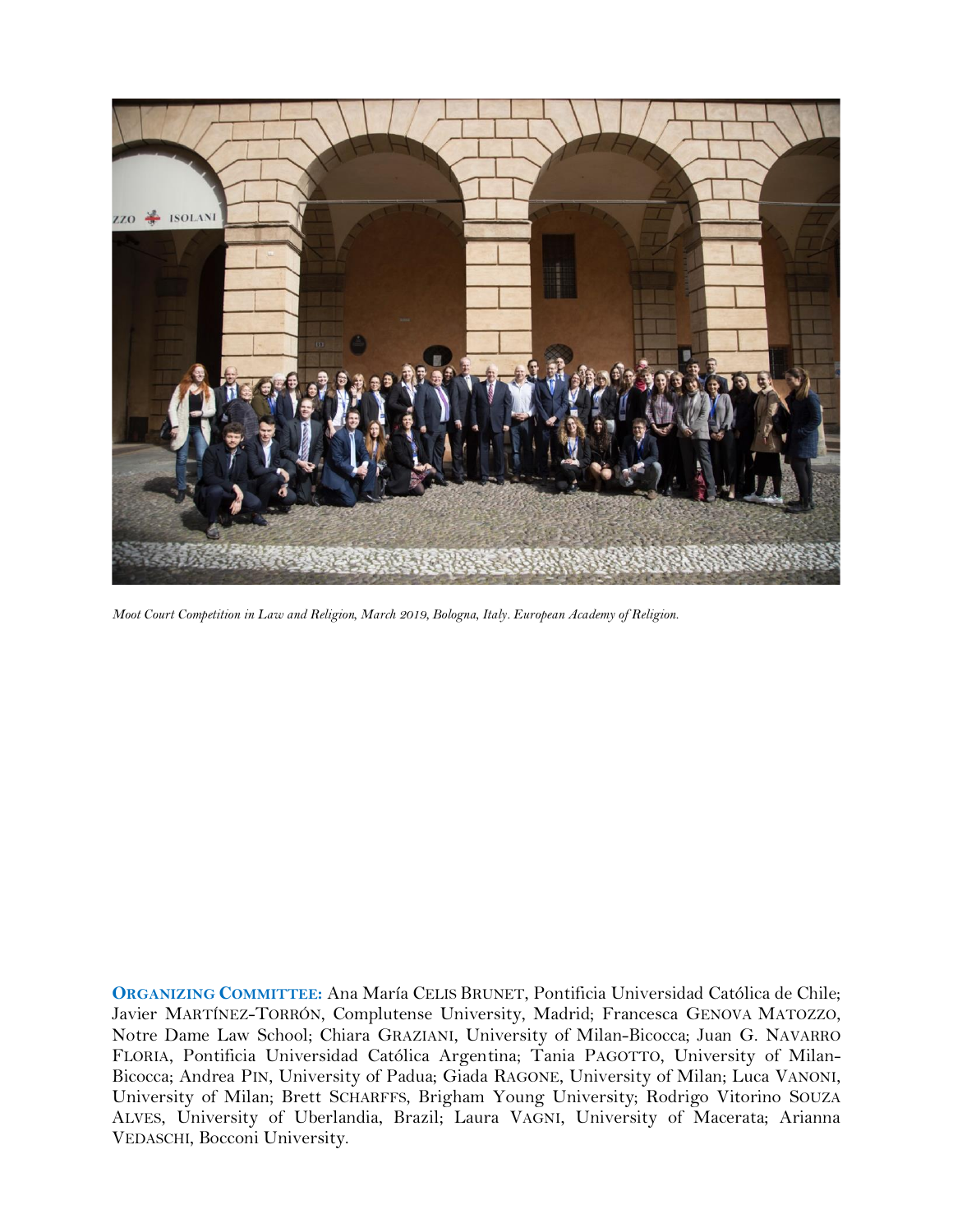*Moot Court Competition in Law and Religion, March 2019, Bologna, Italy. European Academy of Religion.*

**ORGANIZING COMMITTEE:** Ana María CELIS BRUNET, Pontificia Universidad Católica de Chile; Javier MARTÍNEZ-TORRÓN, Complutense University, Madrid; Francesca GENOVA MATOZZO, Notre Dame Law School; Chiara GRAZIANI, University of Milan-Bicocca; Juan G. NAVARRO FLORIA, Pontificia Universidad Católica Argentina; Tania PAGOTTO, University of Milan-Bicocca; Andrea PIN, University of Padua; Giada RAGONE, University of Milan; Luca VANONI, University of Milan; Brett SCHARFFS, Brigham Young University; Rodrigo Vitorino SOUZA ALVES, University of Uberlandia, Brazil; Laura VAGNI, University of Macerata; Arianna VEDASCHI, Bocconi University.